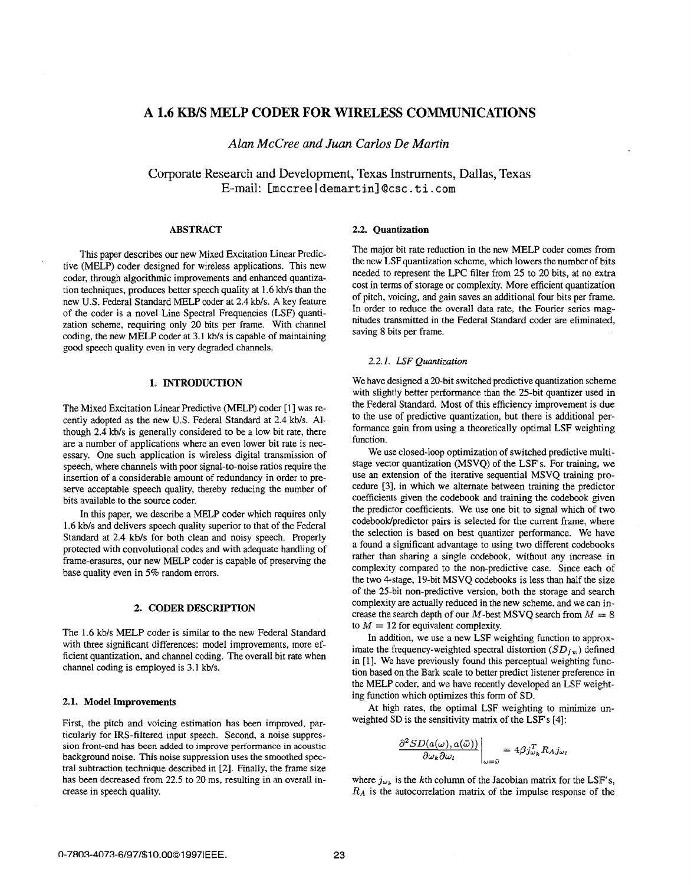# A 1.6 KB/S MELP CODER FOR WIRELESS COMMUNICATIONS

*Alan McCree and Juan Carlos De Martin*

Corporate Research and Development, Texas Instruments, Dallas, Texas
E-mail: [mccree|demartin]@csc.ti.com

## ABSTRACT

This paper describes our new Mixed Excitation Linear Predictive (MELP) coder designed for wireless applications. This new coder, through algorithmic improvements and enhanced quantization techniques, produces better speech quality at 1.6 kb/s than the new U.S. Federal Standard MELP coder at 2.4 kb/s. A key feature of the coder is a novel Line Spectral Frequencies (LSF) quantization scheme, requiring only 20 bits per frame. With channel coding, the new MELP coder at 3.1 kb/s is capable of maintaining good speech quality even in very degraded channels.

## 1. INTRODUCTION

The Mixed Excitation Linear Predictive (MELP) coder [1] was recently adopted as the new U.S. Federal Standard at 2.4 kb/s. Although 2.4 kb/s is generally considered to be a low bit rate, there are a number of applications where an even lower bit rate is necessary. One such application is wireless digital transmission of speech, where channels with poor signal-to-noise ratios require the insertion of a considerable amount of redundancy in order to preserve acceptable speech quality, thereby reducing the number of bits available to the source coder.

In this paper, we describe a MELP coder which requires only 1.6 kb/s and delivers speech quality superior to that of the Federal Standard at 2.4 kb/s for both clean and noisy speech. Properly protected with convolutional codes and with adequate handling of frame-erasures, our new MELP coder is capable of preserving the base quality even in 5% random errors.

## 2. CODER DESCRIPTION

The 1.6 kb/s MELP coder is similar to the new Federal Standard with three significant differences: model improvements, more efficient quantization, and channel coding. The overall bit rate when channel coding is employed is 3.1 kb/s.

### 2.1. Model Improvements

First, the pitch and voicing estimation has been improved, particularly for IRS-filtered input speech. Second, a noise suppression front-end has been added to improve performance in acoustic background noise. This noise suppression uses the smoothed spectral subtraction technique described in [2]. Finally, the frame size has been decreased from 22.5 to 20 ms, resulting in an overall increase in speech quality.

### 2.2. Quantization

The major bit rate reduction in the new MELP coder comes from the new LSF quantization scheme, which lowers the number of bits needed to represent the LPC filter from 25 to 20 bits, at no extra cost in terms of storage or complexity. More efficient quantization of pitch, voicing, and gain saves an additional four bits per frame. In order to reduce the overall data rate, the Fourier series magnitudes transmitted in the Federal Standard coder are eliminated, saving 8 bits per frame.

#### 2.2.1. LSF Quantization

We have designed a 20-bit switched predictive quantization scheme with slightly better performance than the 25-bit quantizer used in the Federal Standard. Most of this efficiency improvement is due to the use of predictive quantization, but there is additional performance gain from using a theoretically optimal LSF weighting function.

We use closed-loop optimization of switched predictive multi-stage vector quantization (MSVQ) of the LSF's. For training, we use an extension of the iterative sequential MSVQ training procedure [3], in which we alternate between training the predictor coefficients given the codebook and training the codebook given the predictor coefficients. We use one bit to signal which of two codebook/predictor pairs is selected for the current frame, where the selection is based on best quantizer performance. We have a found a significant advantage to using two different codebooks rather than sharing a single codebook, without any increase in complexity compared to the non-predictive case. Since each of the two 4-stage, 19-bit MSVQ codebooks is less than half the size of the 25-bit non-predictive version, both the storage and search complexity are actually reduced in the new scheme, and we can increase the search depth of our $M$-best MSVQ search from $M = 8$ to $M = 12$ for equivalent complexity.

In addition, we use a new LSF weighting function to approximate the frequency-weighted spectral distortion ($SD_{fw}$) defined in [1]. We have previously found this perceptual weighting function based on the Bark scale to better predict listener preference in the MELP coder, and we have recently developed an LSF weighting function which optimizes this form of SD.

At high rates, the optimal LSF weighting to minimize unweighted SD is the sensitivity matrix of the LSF's [4]:

$$\left. \frac{\partial^2 SD(a(\omega), a(\bar{\omega}))}{\partial \omega_k \partial \omega_l} \right|_{\omega=\bar{\omega}} = 4\beta j_{\omega_k}^T R_A j_{\omega_l}$$

where $j_{\omega_k}$ is the $k$th column of the Jacobian matrix for the LSF's, $R_A$ is the autocorrelation matrix of the impulse response of the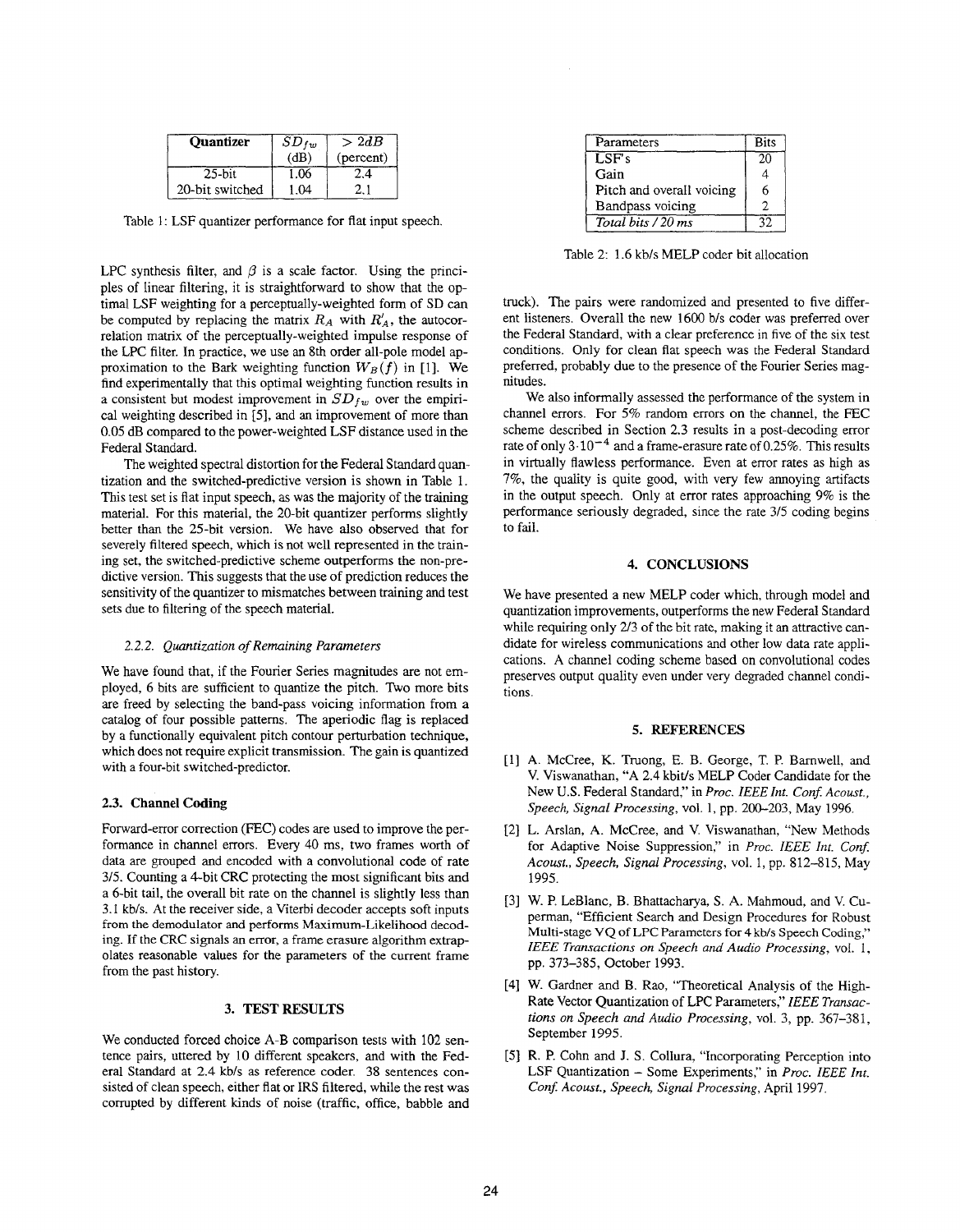| Quantizer | $SD_{fw}$ (dB) | $> 2dB$ (percent) |
|---|---|---|
| 25-bit | 1.06 | 2.4 |
| 20-bit switched | 1.04 | 2.1 |

Table 1: LSF quantizer performance for flat input speech.

LPC synthesis filter, and $\beta$ is a scale factor. Using the principles of linear filtering, it is straightforward to show that the optimal LSF weighting for a perceptually-weighted form of SD can be computed by replacing the matrix $R_A$ with $R'_A$, the autocorrelation matrix of the perceptually-weighted impulse response of the LPC filter. In practice, we use an 8th order all-pole model approximation to the Bark weighting function $W_B(f)$ in [1]. We find experimentally that this optimal weighting function results in a consistent but modest improvement in $SD_{fw}$ over the empirical weighting described in [5], and an improvement of more than 0.05 dB compared to the power-weighted LSF distance used in the Federal Standard.

The weighted spectral distortion for the Federal Standard quantization and the switched-predictive version is shown in Table 1. This test set is flat input speech, as was the majority of the training material. For this material, the 20-bit quantizer performs slightly better than the 25-bit version. We have also observed that for severely filtered speech, which is not well represented in the training set, the switched-predictive scheme outperforms the non-predictive version. This suggests that the use of prediction reduces the sensitivity of the quantizer to mismatches between training and test sets due to filtering of the speech material.

#### 2.2.2. *Quantization of Remaining Parameters*

We have found that, if the Fourier Series magnitudes are not employed, 6 bits are sufficient to quantize the pitch. Two more bits are freed by selecting the band-pass voicing information from a catalog of four possible patterns. The aperiodic flag is replaced by a functionally equivalent pitch contour perturbation technique, which does not require explicit transmission. The gain is quantized with a four-bit switched-predictor.

### 2.3. Channel Coding

Forward-error correction (FEC) codes are used to improve the performance in channel errors. Every 40 ms, two frames worth of data are grouped and encoded with a convolutional code of rate 3/5. Counting a 4-bit CRC protecting the most significant bits and a 6-bit tail, the overall bit rate on the channel is slightly less than 3.1 kb/s. At the receiver side, a Viterbi decoder accepts soft inputs from the demodulator and performs Maximum-Likelihood decoding. If the CRC signals an error, a frame erasure algorithm extrapolates reasonable values for the parameters of the current frame from the past history.

## 3. TEST RESULTS

We conducted forced choice A-B comparison tests with 102 sentence pairs, uttered by 10 different speakers, and with the Federal Standard at 2.4 kb/s as reference coder. 38 sentences consisted of clean speech, either flat or IRS filtered, while the rest was corrupted by different kinds of noise (traffic, office, babble and truck). The pairs were randomized and presented to five different listeners. Overall the new 1600 b/s coder was preferred over the Federal Standard, with a clear preference in five of the six test conditions. Only for clean flat speech was the Federal Standard preferred, probably due to the presence of the Fourier Series magnitudes.

| Parameters | Bits |
|---|---|
| LSF's | 20 |
| Gain | 4 |
| Pitch and overall voicing | 6 |
| Bandpass voicing | 2 |
| *Total bits / 20 ms* | 32 |

Table 2: 1.6 kb/s MELP coder bit allocation

We also informally assessed the performance of the system in channel errors. For 5% random errors on the channel, the FEC scheme described in Section 2.3 results in a post-decoding error rate of only $3 \cdot 10^{-4}$ and a frame-erasure rate of 0.25%. This results in virtually flawless performance. Even at error rates as high as 7%, the quality is quite good, with very few annoying artifacts in the output speech. Only at error rates approaching 9% is the performance seriously degraded, since the rate 3/5 coding begins to fail.

## 4. CONCLUSIONS

We have presented a new MELP coder which, through model and quantization improvements, outperforms the new Federal Standard while requiring only 2/3 of the bit rate, making it an attractive candidate for wireless communications and other low data rate applications. A channel coding scheme based on convolutional codes preserves output quality even under very degraded channel conditions.

## 5. REFERENCES

[1] A. McCree, K. Truong, E. B. George, T. P. Barnwell, and V. Viswanathan, "A 2.4 kbit/s MELP Coder Candidate for the New U.S. Federal Standard," in *Proc. IEEE Int. Conf. Acoust., Speech, Signal Processing*, vol. 1, pp. 200–203, May 1996.

[2] L. Arslan, A. McCree, and V. Viswanathan, "New Methods for Adaptive Noise Suppression," in *Proc. IEEE Int. Conf. Acoust., Speech, Signal Processing*, vol. 1, pp. 812–815, May 1995.

[3] W. P. LeBlanc, B. Bhattacharya, S. A. Mahmoud, and V. Cuperman, "Efficient Search and Design Procedures for Robust Multi-stage VQ of LPC Parameters for 4 kb/s Speech Coding," *IEEE Transactions on Speech and Audio Processing*, vol. 1, pp. 373–385, October 1993.

[4] W. Gardner and B. Rao, "Theoretical Analysis of the High-Rate Vector Quantization of LPC Parameters," *IEEE Transactions on Speech and Audio Processing*, vol. 3, pp. 367–381, September 1995.

[5] R. P. Cohn and J. S. Collura, "Incorporating Perception into LSF Quantization – Some Experiments," in *Proc. IEEE Int. Conf. Acoust., Speech, Signal Processing*, April 1997.